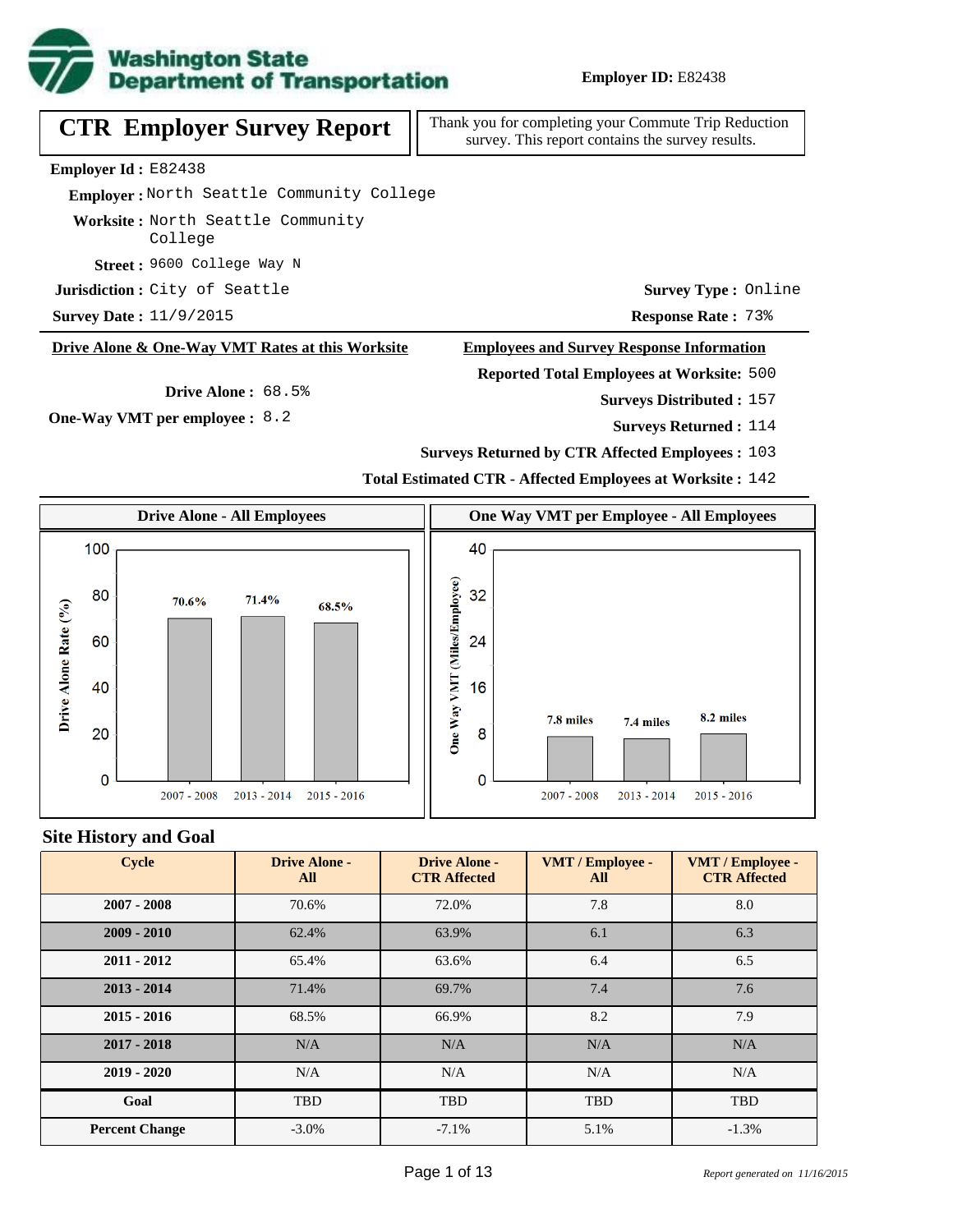**Washington State Department of Transportation**

**Employer ID:** E82438

# CTR Employer Survey Report

Thank you for completing your Commute Trip Reduction survey. This report contains the survey results.

**Employer Id :** E82438

**Employer :** North Seattle Community College

**Worksite :** North Seattle Community College

**Street :** 9600 College Way N

**Jurisdiction :** City of Seattle

**Survey Date :** 11/9/2015

**Survey Type :** Online

**Response Rate :** 73%

## Drive Alone & One-Way VMT Rates at this Worksite

**Drive Alone :** 68.5%

**One-Way VMT per employee :** 8.2

## Employees and Survey Response Information

**Reported Total Employees at Worksite:** 500

**Surveys Distributed :** 157

**Surveys Returned :** 114

**Surveys Returned by CTR Affected Employees :** 103

**Total Estimated CTR - Affected Employees at Worksite :** 142

### Drive Alone - All Employees

| Cycle | Drive Alone Rate (%) |
|---|---|
| 2007 - 2008 | 70.6% |
| 2013 - 2014 | 71.4% |
| 2015 - 2016 | 68.5% |

### One Way VMT per Employee - All Employees

| Cycle | One Way VMT (Miles/Employee) |
|---|---|
| 2007 - 2008 | 7.8 miles |
| 2013 - 2014 | 7.4 miles |
| 2015 - 2016 | 8.2 miles |

## Site History and Goal

| Cycle | Drive Alone - All | Drive Alone - CTR Affected | VMT / Employee - All | VMT / Employee - CTR Affected |
|---|---|---|---|---|
| 2007 - 2008 | 70.6% | 72.0% | 7.8 | 8.0 |
| 2009 - 2010 | 62.4% | 63.9% | 6.1 | 6.3 |
| 2011 - 2012 | 65.4% | 63.6% | 6.4 | 6.5 |
| 2013 - 2014 | 71.4% | 69.7% | 7.4 | 7.6 |
| 2015 - 2016 | 68.5% | 66.9% | 8.2 | 7.9 |
| 2017 - 2018 | N/A | N/A | N/A | N/A |
| 2019 - 2020 | N/A | N/A | N/A | N/A |
| Goal | TBD | TBD | TBD | TBD |
| Percent Change | -3.0% | -7.1% | 5.1% | -1.3% |

*Report generated on 11/16/2015*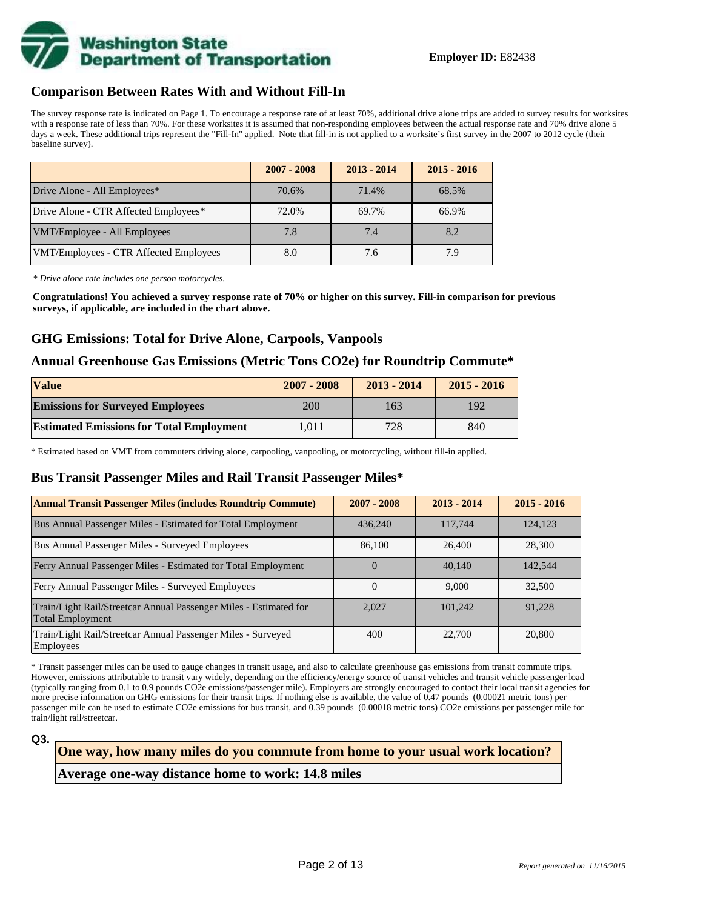**Employer ID:** E82438

## Comparison Between Rates With and Without Fill-In

The survey response rate is indicated on Page 1. To encourage a response rate of at least 70%, additional drive alone trips are added to survey results for worksites with a response rate of less than 70%. For these worksites it is assumed that non-responding employees between the actual response rate and 70% drive alone 5 days a week. These additional trips represent the "Fill-In" applied. Note that fill-in is not applied to a worksite's first survey in the 2007 to 2012 cycle (their baseline survey).

| | 2007 - 2008 | 2013 - 2014 | 2015 - 2016 |
|---|---|---|---|
| Drive Alone - All Employees* | 70.6% | 71.4% | 68.5% |
| Drive Alone - CTR Affected Employees* | 72.0% | 69.7% | 66.9% |
| VMT/Employee - All Employees | 7.8 | 7.4 | 8.2 |
| VMT/Employees - CTR Affected Employees | 8.0 | 7.6 | 7.9 |

*\* Drive alone rate includes one person motorcycles.*

**Congratulations! You achieved a survey response rate of 70% or higher on this survey. Fill-in comparison for previous surveys, if applicable, are included in the chart above.**

## GHG Emissions: Total for Drive Alone, Carpools, Vanpools

## Annual Greenhouse Gas Emissions (Metric Tons CO2e) for Roundtrip Commute*

| Value | 2007 - 2008 | 2013 - 2014 | 2015 - 2016 |
|---|---|---|---|
| **Emissions for Surveyed Employees** | 200 | 163 | 192 |
| **Estimated Emissions for Total Employment** | 1,011 | 728 | 840 |

\* Estimated based on VMT from commuters driving alone, carpooling, vanpooling, or motorcycling, without fill-in applied.

## Bus Transit Passenger Miles and Rail Transit Passenger Miles*

| Annual Transit Passenger Miles (includes Roundtrip Commute) | 2007 - 2008 | 2013 - 2014 | 2015 - 2016 |
|---|---|---|---|
| Bus Annual Passenger Miles - Estimated for Total Employment | 436,240 | 117,744 | 124,123 |
| Bus Annual Passenger Miles - Surveyed Employees | 86,100 | 26,400 | 28,300 |
| Ferry Annual Passenger Miles - Estimated for Total Employment | 0 | 40,140 | 142,544 |
| Ferry Annual Passenger Miles - Surveyed Employees | 0 | 9,000 | 32,500 |
| Train/Light Rail/Streetcar Annual Passenger Miles - Estimated for Total Employment | 2,027 | 101,242 | 91,228 |
| Train/Light Rail/Streetcar Annual Passenger Miles - Surveyed Employees | 400 | 22,700 | 20,800 |

\* Transit passenger miles can be used to gauge changes in transit usage, and also to calculate greenhouse gas emissions from transit commute trips. However, emissions attributable to transit vary widely, depending on the efficiency/energy source of transit vehicles and transit vehicle passenger load (typically ranging from 0.1 to 0.9 pounds CO2e emissions/passenger mile). Employers are strongly encouraged to contact their local transit agencies for more precise information on GHG emissions for their transit trips. If nothing else is available, the value of 0.47 pounds (0.00021 metric tons) per passenger mile can be used to estimate CO2e emissions for bus transit, and 0.39 pounds (0.00018 metric tons) CO2e emissions per passenger mile for train/light rail/streetcar.

**Q3.**

**One way, how many miles do you commute from home to your usual work location?**

**Average one-way distance home to work: 14.8 miles**

*Report generated on 11/16/2015*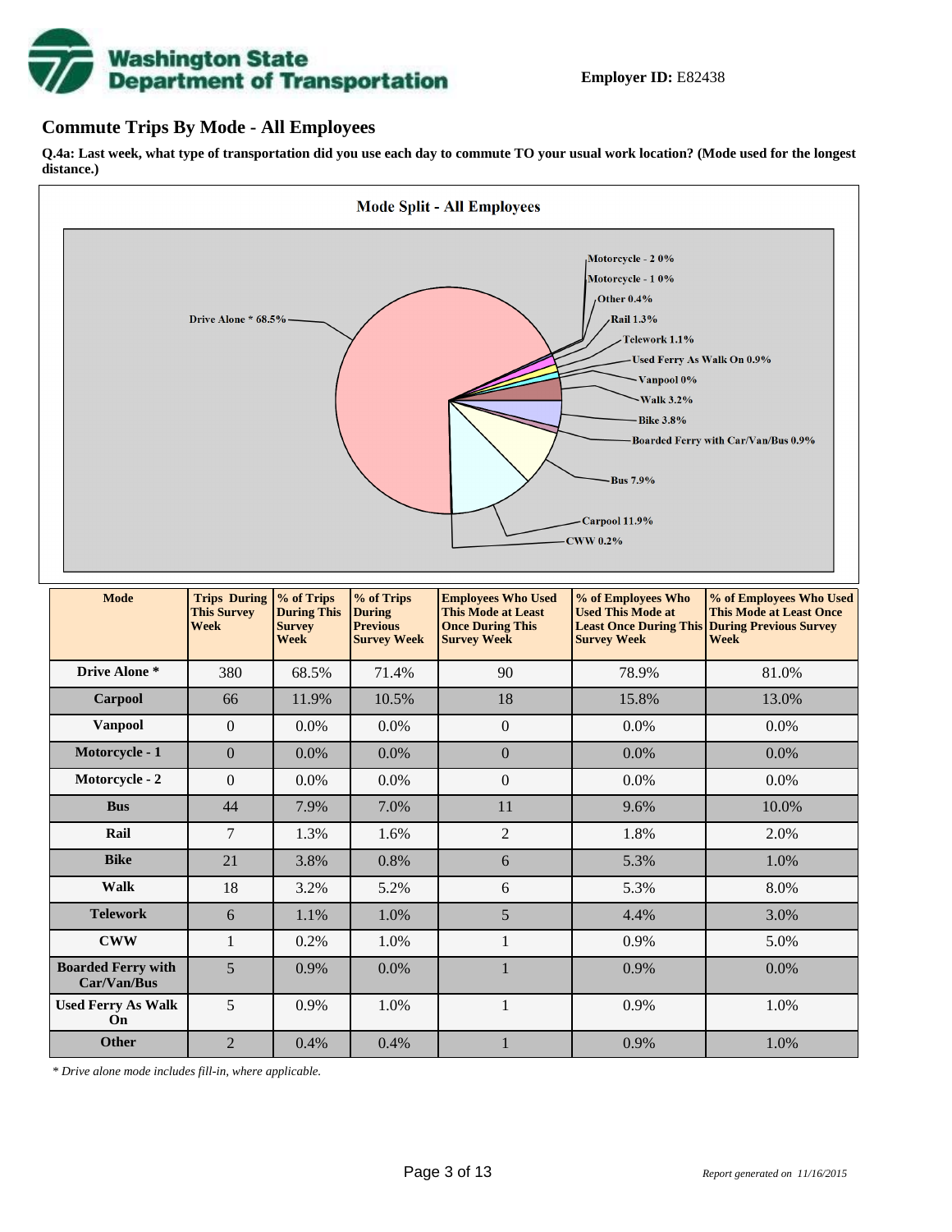**Employer ID:** E82438

## Commute Trips By Mode - All Employees

**Q.4a: Last week, what type of transportation did you use each day to commute TO your usual work location? (Mode used for the longest distance.)**

**Mode Split - All Employees**

Drive Alone * 68.5%, Motorcycle - 2 0%, Motorcycle - 1 0%, Other 0.4%, Rail 1.3%, Telework 1.1%, Used Ferry As Walk On 0.9%, Vanpool 0%, Walk 3.2%, Bike 3.8%, Boarded Ferry with Car/Van/Bus 0.9%, Bus 7.9%, Carpool 11.9%, CWW 0.2%

| Mode | Trips During This Survey Week | % of Trips During This Survey Week | % of Trips During Previous Survey Week | Employees Who Used This Mode at Least Once During This Survey Week | % of Employees Who Used This Mode at Least Once During This Survey Week | % of Employees Who Used This Mode at Least Once During Previous Survey Week |
|---|---|---|---|---|---|---|
| Drive Alone * | 380 | 68.5% | 71.4% | 90 | 78.9% | 81.0% |
| Carpool | 66 | 11.9% | 10.5% | 18 | 15.8% | 13.0% |
| Vanpool | 0 | 0.0% | 0.0% | 0 | 0.0% | 0.0% |
| Motorcycle - 1 | 0 | 0.0% | 0.0% | 0 | 0.0% | 0.0% |
| Motorcycle - 2 | 0 | 0.0% | 0.0% | 0 | 0.0% | 0.0% |
| Bus | 44 | 7.9% | 7.0% | 11 | 9.6% | 10.0% |
| Rail | 7 | 1.3% | 1.6% | 2 | 1.8% | 2.0% |
| Bike | 21 | 3.8% | 0.8% | 6 | 5.3% | 1.0% |
| Walk | 18 | 3.2% | 5.2% | 6 | 5.3% | 8.0% |
| Telework | 6 | 1.1% | 1.0% | 5 | 4.4% | 3.0% |
| CWW | 1 | 0.2% | 1.0% | 1 | 0.9% | 5.0% |
| Boarded Ferry with Car/Van/Bus | 5 | 0.9% | 0.0% | 1 | 0.9% | 0.0% |
| Used Ferry As Walk On | 5 | 0.9% | 1.0% | 1 | 0.9% | 1.0% |
| Other | 2 | 0.4% | 0.4% | 1 | 0.9% | 1.0% |

*\* Drive alone mode includes fill-in, where applicable.*

*Report generated on 11/16/2015*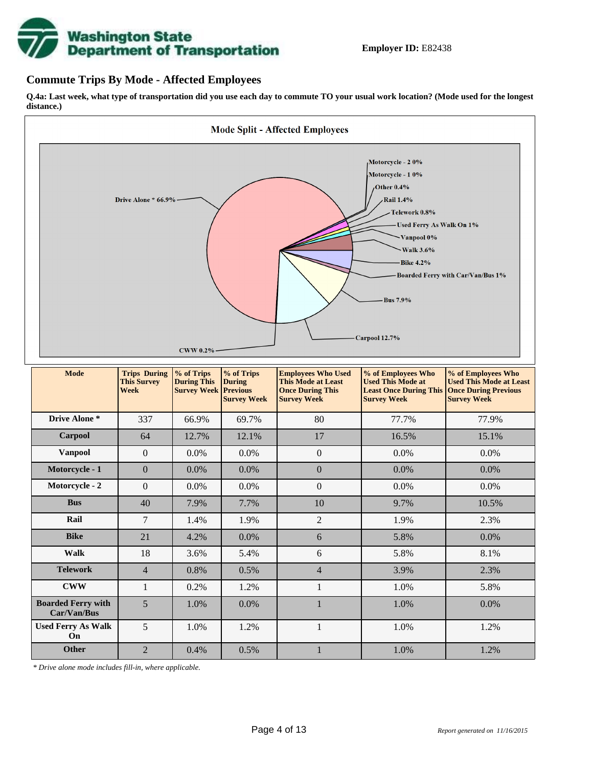Employer ID: E82438

## Commute Trips By Mode - Affected Employees

**Q.4a: Last week, what type of transportation did you use each day to commute TO your usual work location? (Mode used for the longest distance.)**

Mode Split - Affected Employees

Drive Alone * 66.9%
Motorcycle - 2 0%
Motorcycle - 1 0%
Other 0.4%
Rail 1.4%
Telework 0.8%
Used Ferry As Walk On 1%
Vanpool 0%
Walk 3.6%
Bike 4.2%
Boarded Ferry with Car/Van/Bus 1%
Bus 7.9%
Carpool 12.7%
CWW 0.2%

| Mode | Trips During This Survey Week | % of Trips During This Survey Week | % of Trips During Previous Survey Week | Employees Who Used This Mode at Least Once During This Survey Week | % of Employees Who Used This Mode at Least Once During This Survey Week | % of Employees Who Used This Mode at Least Once During Previous Survey Week |
|---|---|---|---|---|---|---|
| Drive Alone * | 337 | 66.9% | 69.7% | 80 | 77.7% | 77.9% |
| Carpool | 64 | 12.7% | 12.1% | 17 | 16.5% | 15.1% |
| Vanpool | 0 | 0.0% | 0.0% | 0 | 0.0% | 0.0% |
| Motorcycle - 1 | 0 | 0.0% | 0.0% | 0 | 0.0% | 0.0% |
| Motorcycle - 2 | 0 | 0.0% | 0.0% | 0 | 0.0% | 0.0% |
| Bus | 40 | 7.9% | 7.7% | 10 | 9.7% | 10.5% |
| Rail | 7 | 1.4% | 1.9% | 2 | 1.9% | 2.3% |
| Bike | 21 | 4.2% | 0.0% | 6 | 5.8% | 0.0% |
| Walk | 18 | 3.6% | 5.4% | 6 | 5.8% | 8.1% |
| Telework | 4 | 0.8% | 0.5% | 4 | 3.9% | 2.3% |
| CWW | 1 | 0.2% | 1.2% | 1 | 1.0% | 5.8% |
| Boarded Ferry with Car/Van/Bus | 5 | 1.0% | 0.0% | 1 | 1.0% | 0.0% |
| Used Ferry As Walk On | 5 | 1.0% | 1.2% | 1 | 1.0% | 1.2% |
| Other | 2 | 0.4% | 0.5% | 1 | 1.0% | 1.2% |

*\* Drive alone mode includes fill-in, where applicable.*

*Report generated on 11/16/2015*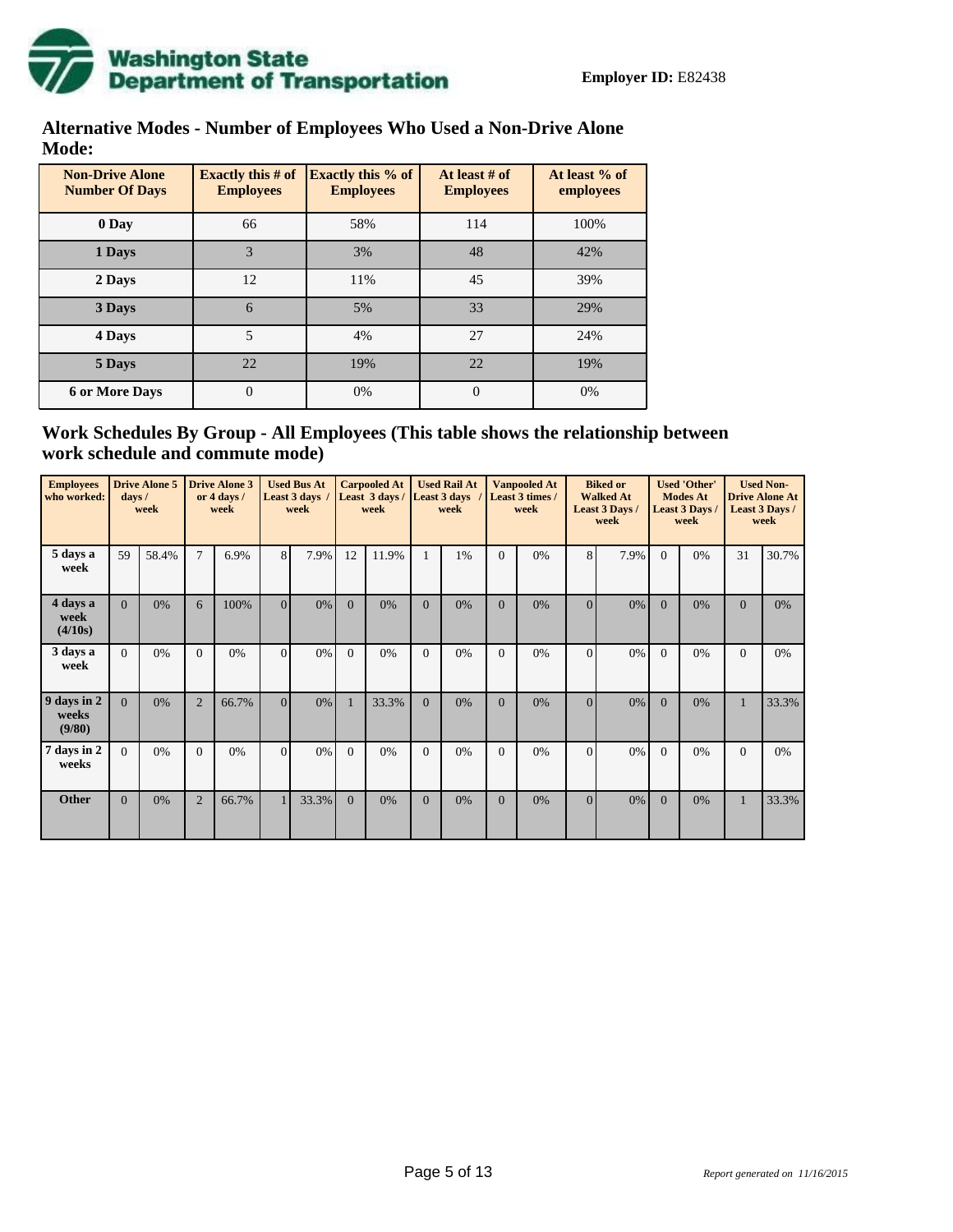**Employer ID:** E82438

## Alternative Modes - Number of Employees Who Used a Non-Drive Alone Mode:

| Non-Drive Alone Number Of Days | Exactly this # of Employees | Exactly this % of Employees | At least # of Employees | At least % of employees |
|---|---|---|---|---|
| 0 Day | 66 | 58% | 114 | 100% |
| 1 Days | 3 | 3% | 48 | 42% |
| 2 Days | 12 | 11% | 45 | 39% |
| 3 Days | 6 | 5% | 33 | 29% |
| 4 Days | 5 | 4% | 27 | 24% |
| 5 Days | 22 | 19% | 22 | 19% |
| 6 or More Days | 0 | 0% | 0 | 0% |

## Work Schedules By Group - All Employees (This table shows the relationship between work schedule and commute mode)

| Employees who worked: | Drive Alone 5 days / week | | Drive Alone 3 or 4 days / week | | Used Bus At Least 3 days / week | | Carpooled At Least 3 days / week | | Used Rail At Least 3 days / week | | Vanpooled At Least 3 times / week | | Biked or Walked At Least 3 Days / week | | Used 'Other' Modes At Least 3 Days / week | | Used Non-Drive Alone At Least 3 Days / week | |
|---|---|---|---|---|---|---|---|---|---|---|---|---|---|---|---|---|---|---|
| 5 days a week | 59 | 58.4% | 7 | 6.9% | 8 | 7.9% | 12 | 11.9% | 1 | 1% | 0 | 0% | 8 | 7.9% | 0 | 0% | 31 | 30.7% |
| 4 days a week (4/10s) | 0 | 0% | 6 | 100% | 0 | 0% | 0 | 0% | 0 | 0% | 0 | 0% | 0 | 0% | 0 | 0% | 0 | 0% |
| 3 days a week | 0 | 0% | 0 | 0% | 0 | 0% | 0 | 0% | 0 | 0% | 0 | 0% | 0 | 0% | 0 | 0% | 0 | 0% |
| 9 days in 2 weeks (9/80) | 0 | 0% | 2 | 66.7% | 0 | 0% | 1 | 33.3% | 0 | 0% | 0 | 0% | 0 | 0% | 0 | 0% | 1 | 33.3% |
| 7 days in 2 weeks | 0 | 0% | 0 | 0% | 0 | 0% | 0 | 0% | 0 | 0% | 0 | 0% | 0 | 0% | 0 | 0% | 0 | 0% |
| Other | 0 | 0% | 2 | 66.7% | 1 | 33.3% | 0 | 0% | 0 | 0% | 0 | 0% | 0 | 0% | 0 | 0% | 1 | 33.3% |

*Report generated on 11/16/2015*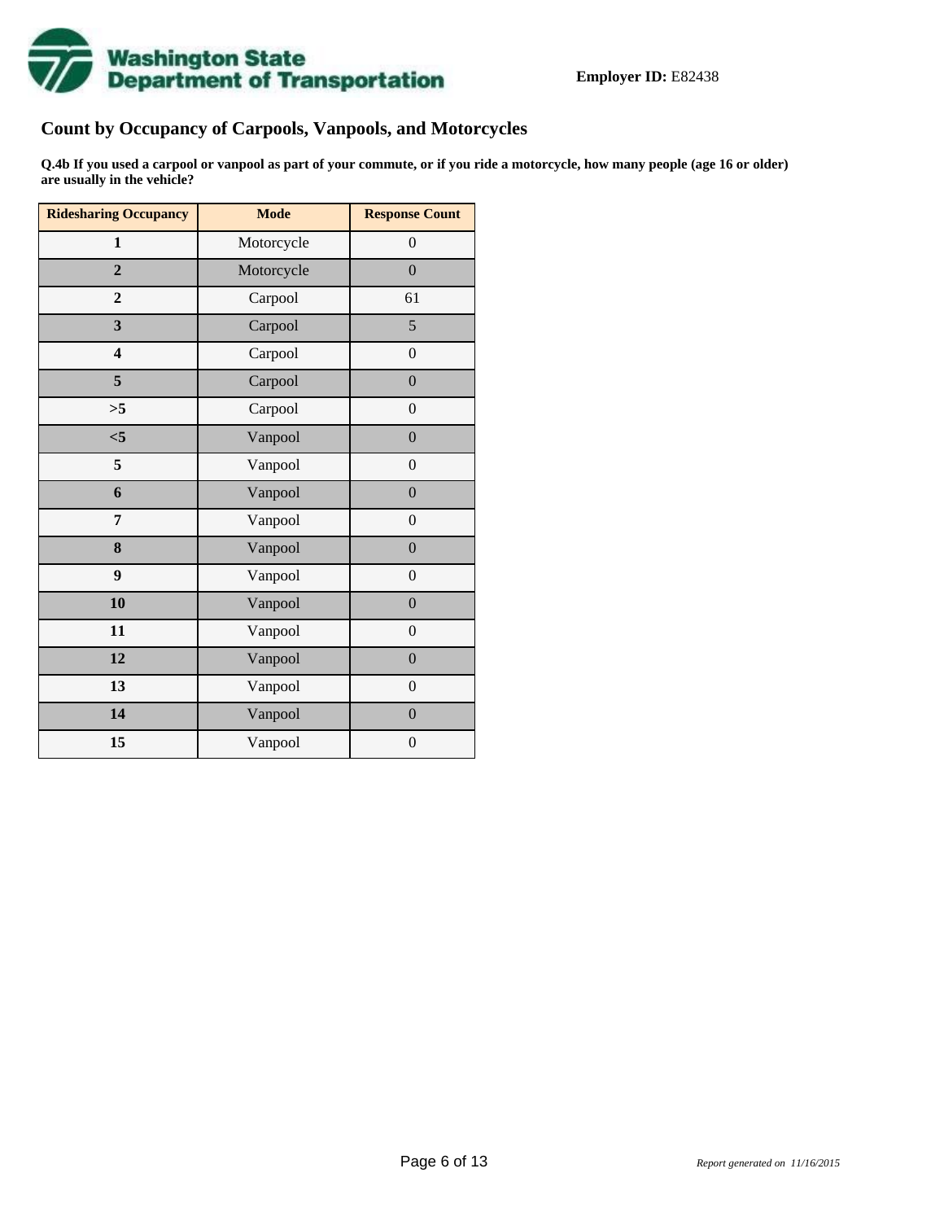**Employer ID:** E82438

## Count by Occupancy of Carpools, Vanpools, and Motorcycles

**Q.4b If you used a carpool or vanpool as part of your commute, or if you ride a motorcycle, how many people (age 16 or older) are usually in the vehicle?**

| Ridesharing Occupancy | Mode | Response Count |
|---|---|---|
| **1** | Motorcycle | 0 |
| **2** | Motorcycle | 0 |
| **2** | Carpool | 61 |
| **3** | Carpool | 5 |
| **4** | Carpool | 0 |
| **5** | Carpool | 0 |
| **>5** | Carpool | 0 |
| **<5** | Vanpool | 0 |
| **5** | Vanpool | 0 |
| **6** | Vanpool | 0 |
| **7** | Vanpool | 0 |
| **8** | Vanpool | 0 |
| **9** | Vanpool | 0 |
| **10** | Vanpool | 0 |
| **11** | Vanpool | 0 |
| **12** | Vanpool | 0 |
| **13** | Vanpool | 0 |
| **14** | Vanpool | 0 |
| **15** | Vanpool | 0 |

*Report generated on 11/16/2015*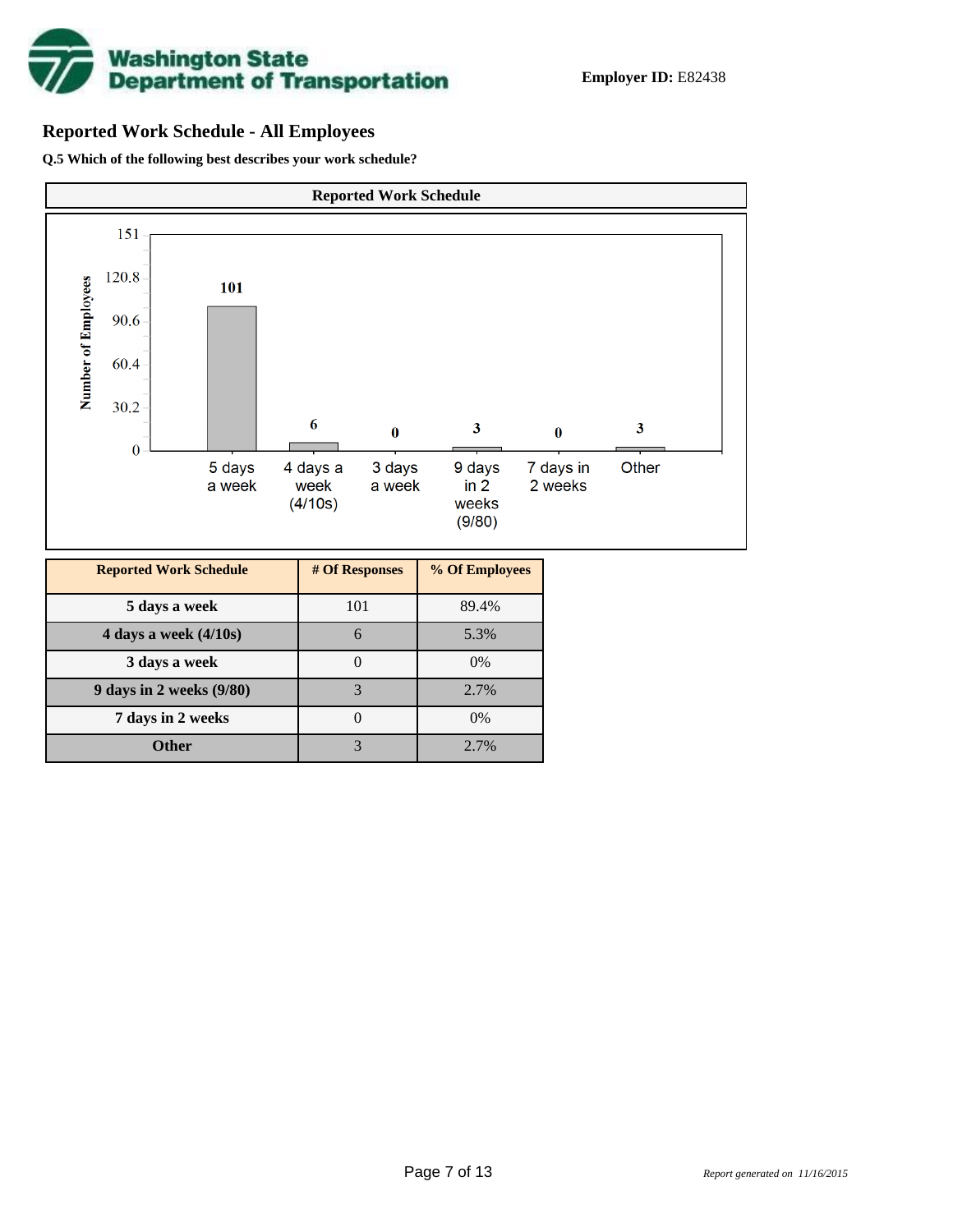**Employer ID:** E82438

## Reported Work Schedule - All Employees

**Q.5 Which of the following best describes your work schedule?**

| Reported Work Schedule | # Of Responses | % Of Employees |
|---|---|---|
| 5 days a week | 101 | 89.4% |
| 4 days a week (4/10s) | 6 | 5.3% |
| 3 days a week | 0 | 0% |
| 9 days in 2 weeks (9/80) | 3 | 2.7% |
| 7 days in 2 weeks | 0 | 0% |
| Other | 3 | 2.7% |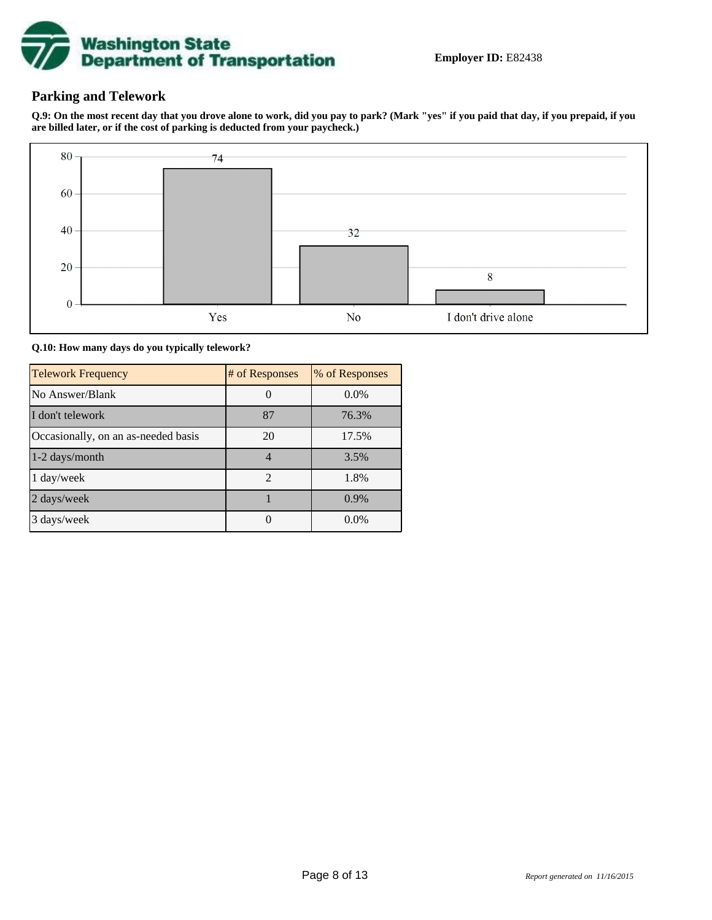Washington State Department of Transportation

**Employer ID:** E82438

## Parking and Telework

**Q.9: On the most recent day that you drove alone to work, did you pay to park? (Mark "yes" if you paid that day, if you prepaid, if you are billed later, or if the cost of parking is deducted from your paycheck.)**

| Response | Count |
|---|---|
| Yes | 74 |
| No | 32 |
| I don't drive alone | 8 |

**Q.10: How many days do you typically telework?**

| Telework Frequency | # of Responses | % of Responses |
|---|---|---|
| No Answer/Blank | 0 | 0.0% |
| I don't telework | 87 | 76.3% |
| Occasionally, on an as-needed basis | 20 | 17.5% |
| 1-2 days/month | 4 | 3.5% |
| 1 day/week | 2 | 1.8% |
| 2 days/week | 1 | 0.9% |
| 3 days/week | 0 | 0.0% |

*Report generated on 11/16/2015*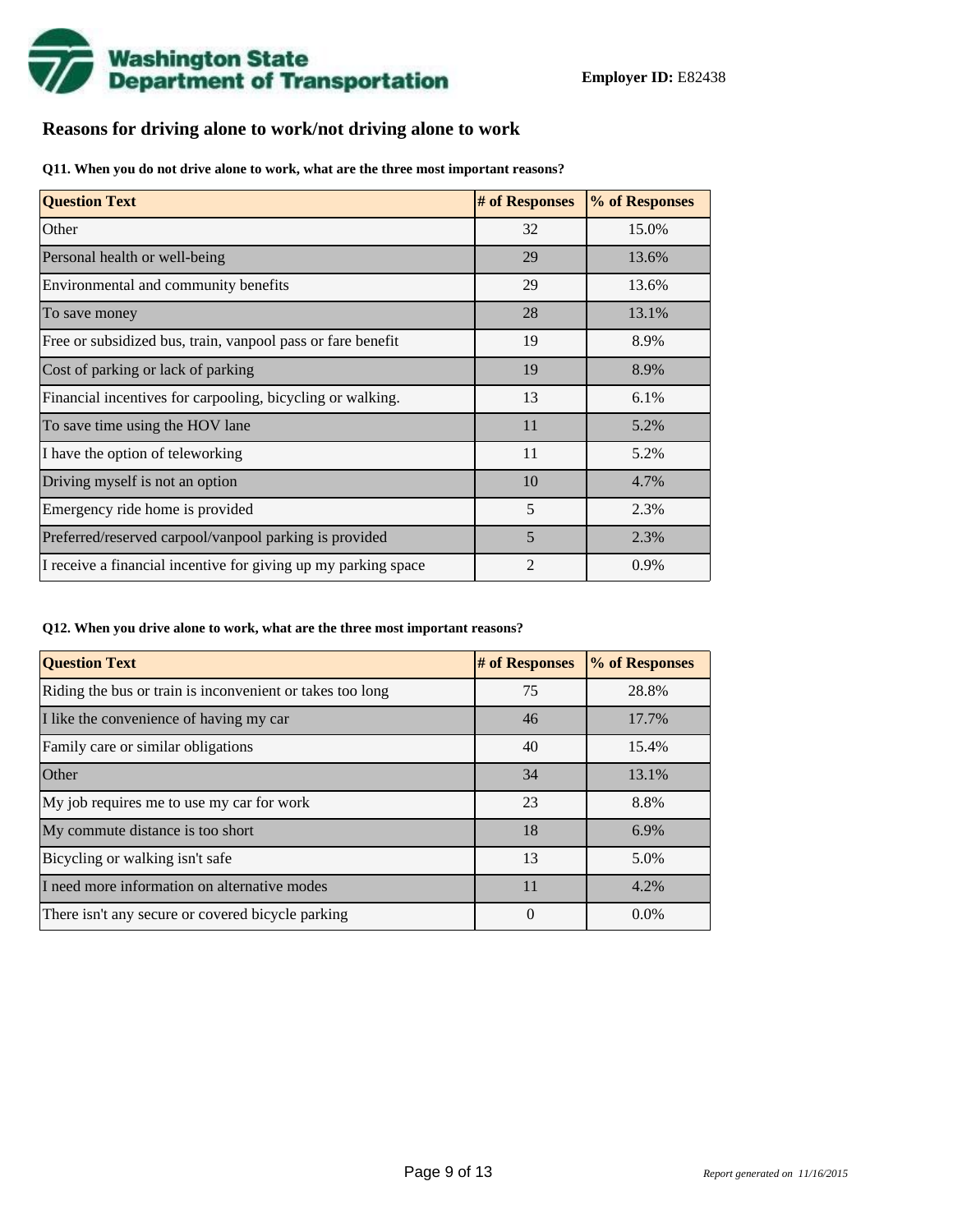**Employer ID:** E82438

## Reasons for driving alone to work/not driving alone to work

**Q11. When you do not drive alone to work, what are the three most important reasons?**

| Question Text | # of Responses | % of Responses |
|---|---|---|
| Other | 32 | 15.0% |
| Personal health or well-being | 29 | 13.6% |
| Environmental and community benefits | 29 | 13.6% |
| To save money | 28 | 13.1% |
| Free or subsidized bus, train, vanpool pass or fare benefit | 19 | 8.9% |
| Cost of parking or lack of parking | 19 | 8.9% |
| Financial incentives for carpooling, bicycling or walking. | 13 | 6.1% |
| To save time using the HOV lane | 11 | 5.2% |
| I have the option of teleworking | 11 | 5.2% |
| Driving myself is not an option | 10 | 4.7% |
| Emergency ride home is provided | 5 | 2.3% |
| Preferred/reserved carpool/vanpool parking is provided | 5 | 2.3% |
| I receive a financial incentive for giving up my parking space | 2 | 0.9% |

**Q12. When you drive alone to work, what are the three most important reasons?**

| Question Text | # of Responses | % of Responses |
|---|---|---|
| Riding the bus or train is inconvenient or takes too long | 75 | 28.8% |
| I like the convenience of having my car | 46 | 17.7% |
| Family care or similar obligations | 40 | 15.4% |
| Other | 34 | 13.1% |
| My job requires me to use my car for work | 23 | 8.8% |
| My commute distance is too short | 18 | 6.9% |
| Bicycling or walking isn't safe | 13 | 5.0% |
| I need more information on alternative modes | 11 | 4.2% |
| There isn't any secure or covered bicycle parking | 0 | 0.0% |

*Report generated on 11/16/2015*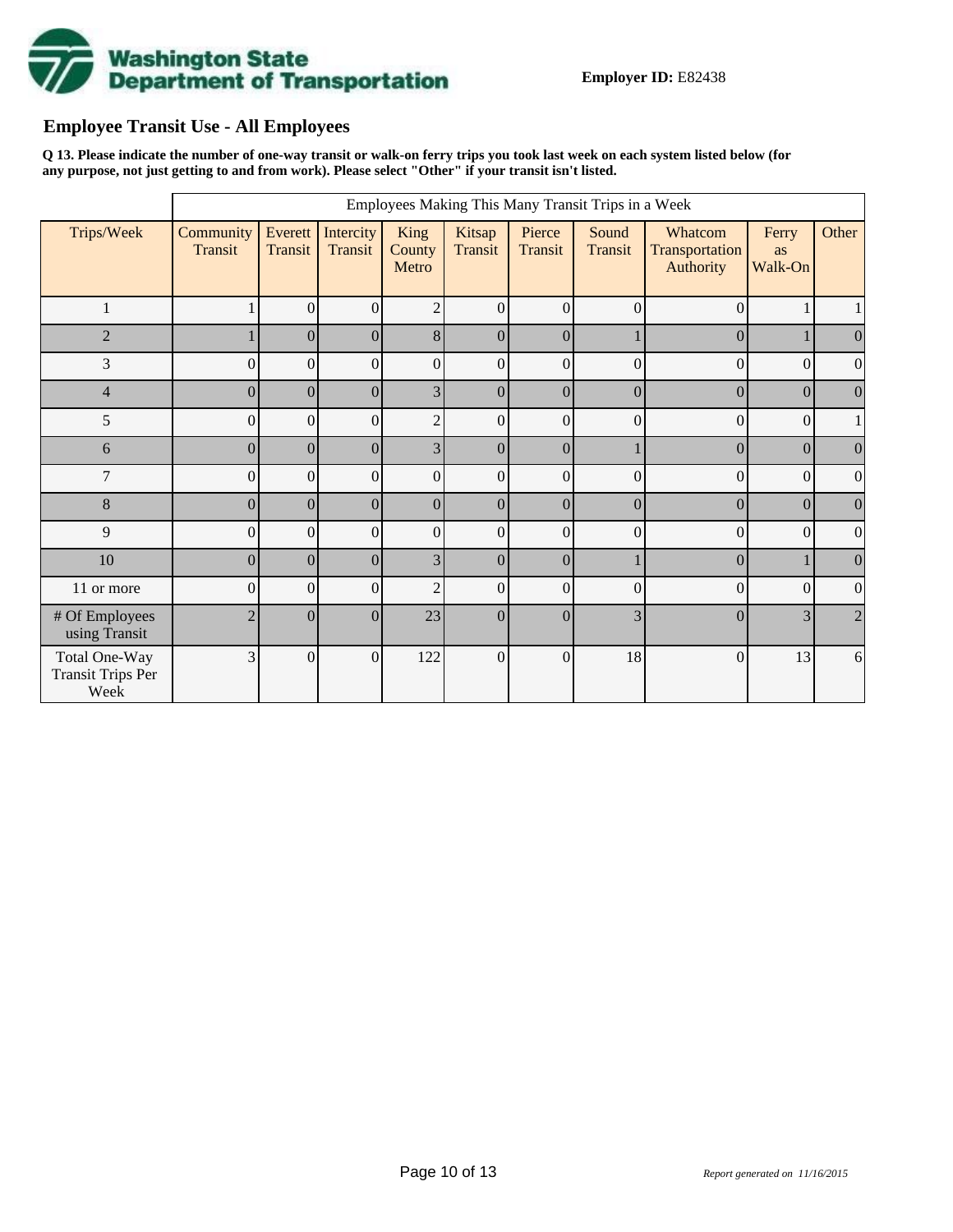**Employer ID:** E82438

## Employee Transit Use - All Employees

**Q 13. Please indicate the number of one-way transit or walk-on ferry trips you took last week on each system listed below (for any purpose, not just getting to and from work). Please select "Other" if your transit isn't listed.**

| | Employees Making This Many Transit Trips in a Week | | | | | | | | | |
|---|---|---|---|---|---|---|---|---|---|---|
| Trips/Week | Community Transit | Everett Transit | Intercity Transit | King County Metro | Kitsap Transit | Pierce Transit | Sound Transit | Whatcom Transportation Authority | Ferry as Walk-On | Other |
| 1 | 1 | 0 | 0 | 2 | 0 | 0 | 0 | 0 | 1 | 1 |
| 2 | 1 | 0 | 0 | 8 | 0 | 0 | 1 | 0 | 1 | 0 |
| 3 | 0 | 0 | 0 | 0 | 0 | 0 | 0 | 0 | 0 | 0 |
| 4 | 0 | 0 | 0 | 3 | 0 | 0 | 0 | 0 | 0 | 0 |
| 5 | 0 | 0 | 0 | 2 | 0 | 0 | 0 | 0 | 0 | 1 |
| 6 | 0 | 0 | 0 | 3 | 0 | 0 | 1 | 0 | 0 | 0 |
| 7 | 0 | 0 | 0 | 0 | 0 | 0 | 0 | 0 | 0 | 0 |
| 8 | 0 | 0 | 0 | 0 | 0 | 0 | 0 | 0 | 0 | 0 |
| 9 | 0 | 0 | 0 | 0 | 0 | 0 | 0 | 0 | 0 | 0 |
| 10 | 0 | 0 | 0 | 3 | 0 | 0 | 1 | 0 | 1 | 0 |
| 11 or more | 0 | 0 | 0 | 2 | 0 | 0 | 0 | 0 | 0 | 0 |
| # Of Employees using Transit | 2 | 0 | 0 | 23 | 0 | 0 | 3 | 0 | 3 | 2 |
| Total One-Way Transit Trips Per Week | 3 | 0 | 0 | 122 | 0 | 0 | 18 | 0 | 13 | 6 |

*Report generated on 11/16/2015*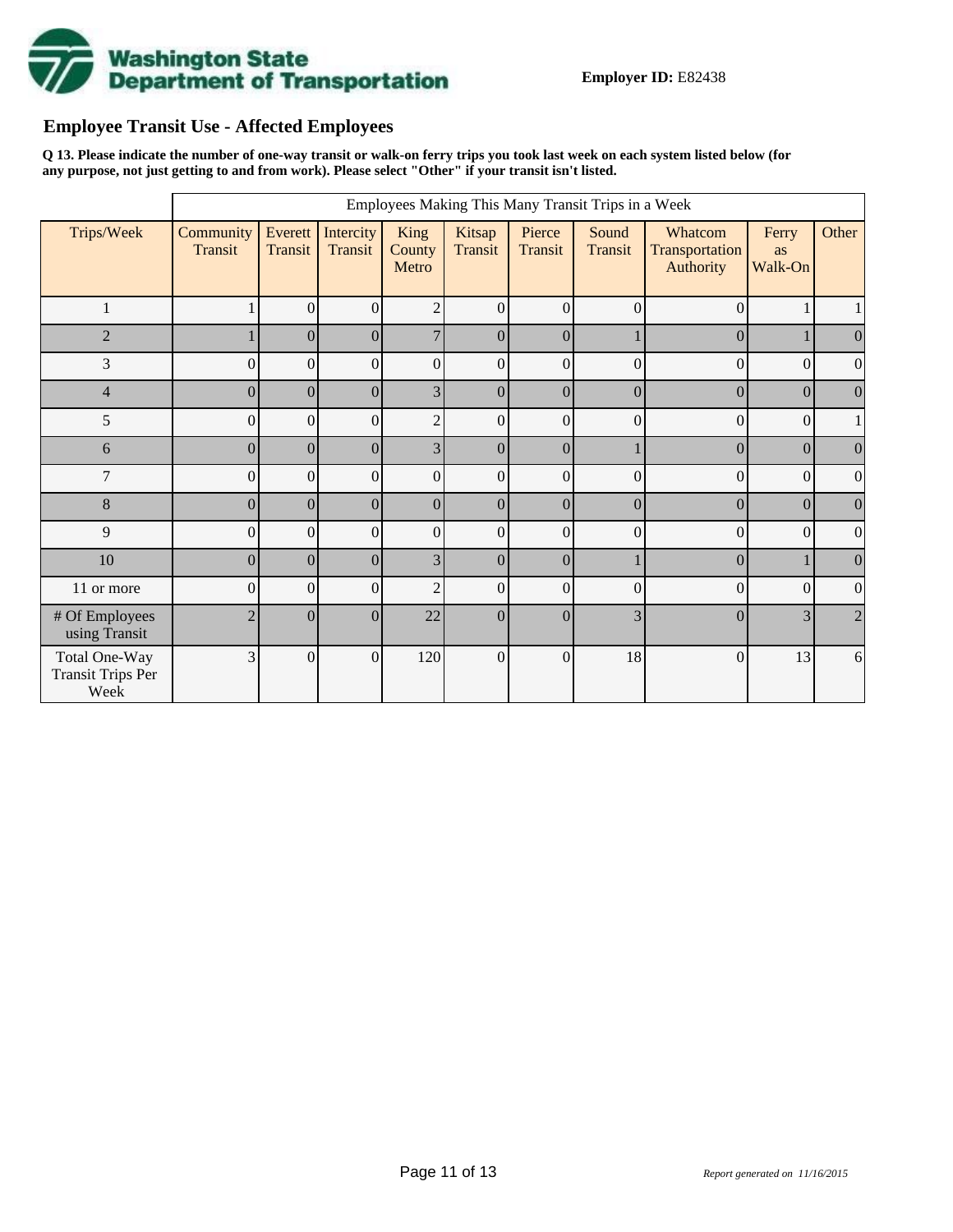**Employer ID:** E82438

## Employee Transit Use - Affected Employees

**Q 13. Please indicate the number of one-way transit or walk-on ferry trips you took last week on each system listed below (for any purpose, not just getting to and from work). Please select "Other" if your transit isn't listed.**

| | Employees Making This Many Transit Trips in a Week | | | | | | | | | |
|---|---|---|---|---|---|---|---|---|---|---|
| Trips/Week | Community Transit | Everett Transit | Intercity Transit | King County Metro | Kitsap Transit | Pierce Transit | Sound Transit | Whatcom Transportation Authority | Ferry as Walk-On | Other |
| 1 | 1 | 0 | 0 | 2 | 0 | 0 | 0 | 0 | 1 | 1 |
| 2 | 1 | 0 | 0 | 7 | 0 | 0 | 1 | 0 | 1 | 0 |
| 3 | 0 | 0 | 0 | 0 | 0 | 0 | 0 | 0 | 0 | 0 |
| 4 | 0 | 0 | 0 | 3 | 0 | 0 | 0 | 0 | 0 | 0 |
| 5 | 0 | 0 | 0 | 2 | 0 | 0 | 0 | 0 | 0 | 1 |
| 6 | 0 | 0 | 0 | 3 | 0 | 0 | 1 | 0 | 0 | 0 |
| 7 | 0 | 0 | 0 | 0 | 0 | 0 | 0 | 0 | 0 | 0 |
| 8 | 0 | 0 | 0 | 0 | 0 | 0 | 0 | 0 | 0 | 0 |
| 9 | 0 | 0 | 0 | 0 | 0 | 0 | 0 | 0 | 0 | 0 |
| 10 | 0 | 0 | 0 | 3 | 0 | 0 | 1 | 0 | 1 | 0 |
| 11 or more | 0 | 0 | 0 | 2 | 0 | 0 | 0 | 0 | 0 | 0 |
| # Of Employees using Transit | 2 | 0 | 0 | 22 | 0 | 0 | 3 | 0 | 3 | 2 |
| Total One-Way Transit Trips Per Week | 3 | 0 | 0 | 120 | 0 | 0 | 18 | 0 | 13 | 6 |

*Report generated on 11/16/2015*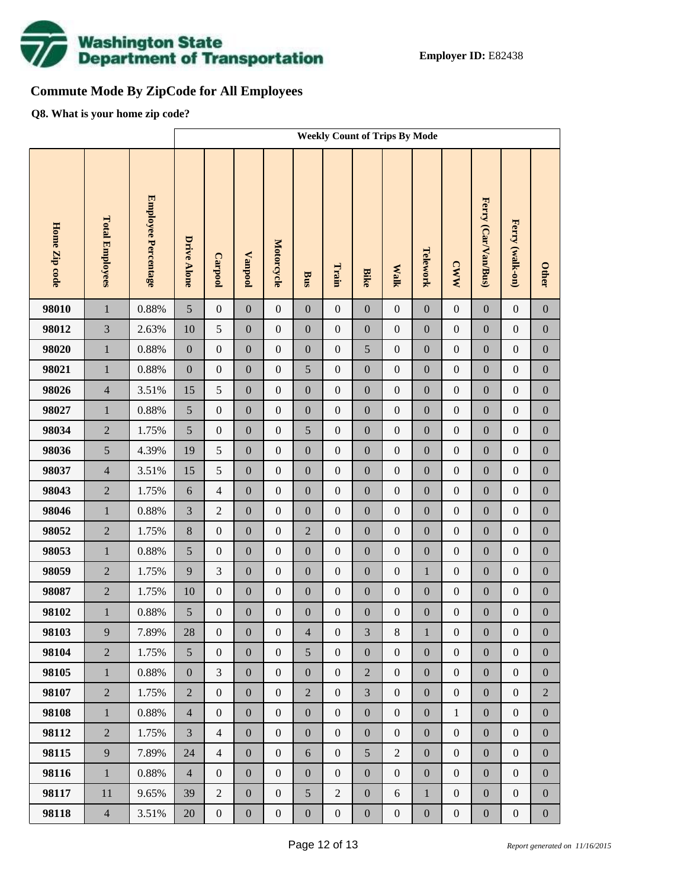**Employer ID:** E82438

# Commute Mode By ZipCode for All Employees

**Q8. What is your home zip code?**

| Home Zip code | Total Employees | Employee Percentage | Weekly Count of Trips By Mode | | | | | | | | | | | | |
|---|---|---|---|---|---|---|---|---|---|---|---|---|---|---|---|
| | | | Drive Alone | Carpool | Vanpool | Motorcycle | Bus | Train | Bike | Walk | Telework | CWW | Ferry (Car/Van/Bus) | Ferry (walk-on) | Other |
| **98010** | 1 | 0.88% | 5 | 0 | 0 | 0 | 0 | 0 | 0 | 0 | 0 | 0 | 0 | 0 | 0 |
| **98012** | 3 | 2.63% | 10 | 5 | 0 | 0 | 0 | 0 | 0 | 0 | 0 | 0 | 0 | 0 | 0 |
| **98020** | 1 | 0.88% | 0 | 0 | 0 | 0 | 0 | 0 | 5 | 0 | 0 | 0 | 0 | 0 | 0 |
| **98021** | 1 | 0.88% | 0 | 0 | 0 | 0 | 5 | 0 | 0 | 0 | 0 | 0 | 0 | 0 | 0 |
| **98026** | 4 | 3.51% | 15 | 5 | 0 | 0 | 0 | 0 | 0 | 0 | 0 | 0 | 0 | 0 | 0 |
| **98027** | 1 | 0.88% | 5 | 0 | 0 | 0 | 0 | 0 | 0 | 0 | 0 | 0 | 0 | 0 | 0 |
| **98034** | 2 | 1.75% | 5 | 0 | 0 | 0 | 5 | 0 | 0 | 0 | 0 | 0 | 0 | 0 | 0 |
| **98036** | 5 | 4.39% | 19 | 5 | 0 | 0 | 0 | 0 | 0 | 0 | 0 | 0 | 0 | 0 | 0 |
| **98037** | 4 | 3.51% | 15 | 5 | 0 | 0 | 0 | 0 | 0 | 0 | 0 | 0 | 0 | 0 | 0 |
| **98043** | 2 | 1.75% | 6 | 4 | 0 | 0 | 0 | 0 | 0 | 0 | 0 | 0 | 0 | 0 | 0 |
| **98046** | 1 | 0.88% | 3 | 2 | 0 | 0 | 0 | 0 | 0 | 0 | 0 | 0 | 0 | 0 | 0 |
| **98052** | 2 | 1.75% | 8 | 0 | 0 | 0 | 2 | 0 | 0 | 0 | 0 | 0 | 0 | 0 | 0 |
| **98053** | 1 | 0.88% | 5 | 0 | 0 | 0 | 0 | 0 | 0 | 0 | 0 | 0 | 0 | 0 | 0 |
| **98059** | 2 | 1.75% | 9 | 3 | 0 | 0 | 0 | 0 | 0 | 0 | 1 | 0 | 0 | 0 | 0 |
| **98087** | 2 | 1.75% | 10 | 0 | 0 | 0 | 0 | 0 | 0 | 0 | 0 | 0 | 0 | 0 | 0 |
| **98102** | 1 | 0.88% | 5 | 0 | 0 | 0 | 0 | 0 | 0 | 0 | 0 | 0 | 0 | 0 | 0 |
| **98103** | 9 | 7.89% | 28 | 0 | 0 | 0 | 4 | 0 | 3 | 8 | 1 | 0 | 0 | 0 | 0 |
| **98104** | 2 | 1.75% | 5 | 0 | 0 | 0 | 5 | 0 | 0 | 0 | 0 | 0 | 0 | 0 | 0 |
| **98105** | 1 | 0.88% | 0 | 3 | 0 | 0 | 0 | 0 | 2 | 0 | 0 | 0 | 0 | 0 | 0 |
| **98107** | 2 | 1.75% | 2 | 0 | 0 | 0 | 2 | 0 | 3 | 0 | 0 | 0 | 0 | 0 | 2 |
| **98108** | 1 | 0.88% | 4 | 0 | 0 | 0 | 0 | 0 | 0 | 0 | 0 | 1 | 0 | 0 | 0 |
| **98112** | 2 | 1.75% | 3 | 4 | 0 | 0 | 0 | 0 | 0 | 0 | 0 | 0 | 0 | 0 | 0 |
| **98115** | 9 | 7.89% | 24 | 4 | 0 | 0 | 6 | 0 | 5 | 2 | 0 | 0 | 0 | 0 | 0 |
| **98116** | 1 | 0.88% | 4 | 0 | 0 | 0 | 0 | 0 | 0 | 0 | 0 | 0 | 0 | 0 | 0 |
| **98117** | 11 | 9.65% | 39 | 2 | 0 | 0 | 5 | 2 | 0 | 6 | 1 | 0 | 0 | 0 | 0 |
| **98118** | 4 | 3.51% | 20 | 0 | 0 | 0 | 0 | 0 | 0 | 0 | 0 | 0 | 0 | 0 | 0 |

*Report generated on 11/16/2015*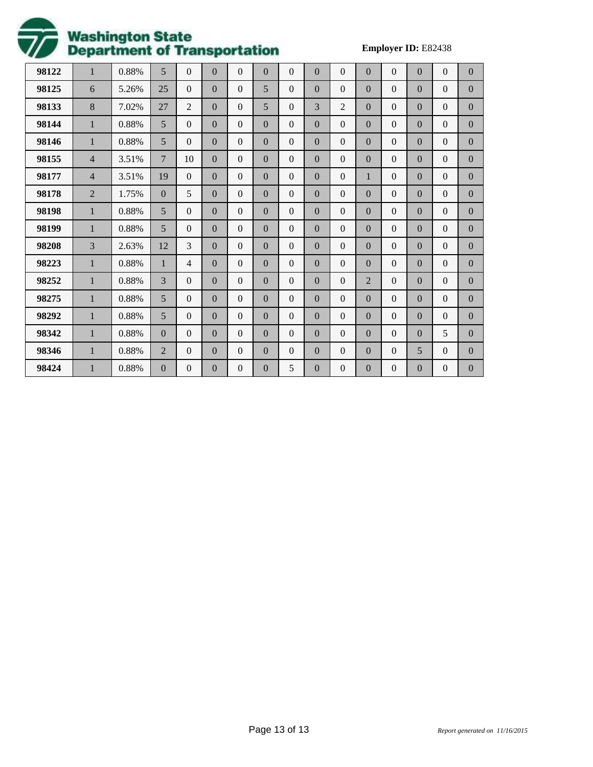# Washington State Department of Transportation

**Employer ID:** E82438

| | | | | | | | | | | | | | | | |
|---|---|---|---|---|---|---|---|---|---|---|---|---|---|---|---|
| **98122** | 1 | 0.88% | 5 | 0 | 0 | 0 | 0 | 0 | 0 | 0 | 0 | 0 | 0 | 0 | 0 |
| **98125** | 6 | 5.26% | 25 | 0 | 0 | 0 | 5 | 0 | 0 | 0 | 0 | 0 | 0 | 0 | 0 |
| **98133** | 8 | 7.02% | 27 | 2 | 0 | 0 | 5 | 0 | 3 | 2 | 0 | 0 | 0 | 0 | 0 |
| **98144** | 1 | 0.88% | 5 | 0 | 0 | 0 | 0 | 0 | 0 | 0 | 0 | 0 | 0 | 0 | 0 |
| **98146** | 1 | 0.88% | 5 | 0 | 0 | 0 | 0 | 0 | 0 | 0 | 0 | 0 | 0 | 0 | 0 |
| **98155** | 4 | 3.51% | 7 | 10 | 0 | 0 | 0 | 0 | 0 | 0 | 0 | 0 | 0 | 0 | 0 |
| **98177** | 4 | 3.51% | 19 | 0 | 0 | 0 | 0 | 0 | 0 | 0 | 1 | 0 | 0 | 0 | 0 |
| **98178** | 2 | 1.75% | 0 | 5 | 0 | 0 | 0 | 0 | 0 | 0 | 0 | 0 | 0 | 0 | 0 |
| **98198** | 1 | 0.88% | 5 | 0 | 0 | 0 | 0 | 0 | 0 | 0 | 0 | 0 | 0 | 0 | 0 |
| **98199** | 1 | 0.88% | 5 | 0 | 0 | 0 | 0 | 0 | 0 | 0 | 0 | 0 | 0 | 0 | 0 |
| **98208** | 3 | 2.63% | 12 | 3 | 0 | 0 | 0 | 0 | 0 | 0 | 0 | 0 | 0 | 0 | 0 |
| **98223** | 1 | 0.88% | 1 | 4 | 0 | 0 | 0 | 0 | 0 | 0 | 0 | 0 | 0 | 0 | 0 |
| **98252** | 1 | 0.88% | 3 | 0 | 0 | 0 | 0 | 0 | 0 | 0 | 2 | 0 | 0 | 0 | 0 |
| **98275** | 1 | 0.88% | 5 | 0 | 0 | 0 | 0 | 0 | 0 | 0 | 0 | 0 | 0 | 0 | 0 |
| **98292** | 1 | 0.88% | 5 | 0 | 0 | 0 | 0 | 0 | 0 | 0 | 0 | 0 | 0 | 0 | 0 |
| **98342** | 1 | 0.88% | 0 | 0 | 0 | 0 | 0 | 0 | 0 | 0 | 0 | 0 | 0 | 5 | 0 |
| **98346** | 1 | 0.88% | 2 | 0 | 0 | 0 | 0 | 0 | 0 | 0 | 0 | 0 | 5 | 0 | 0 |
| **98424** | 1 | 0.88% | 0 | 0 | 0 | 0 | 0 | 5 | 0 | 0 | 0 | 0 | 0 | 0 | 0 |

*Report generated on 11/16/2015*